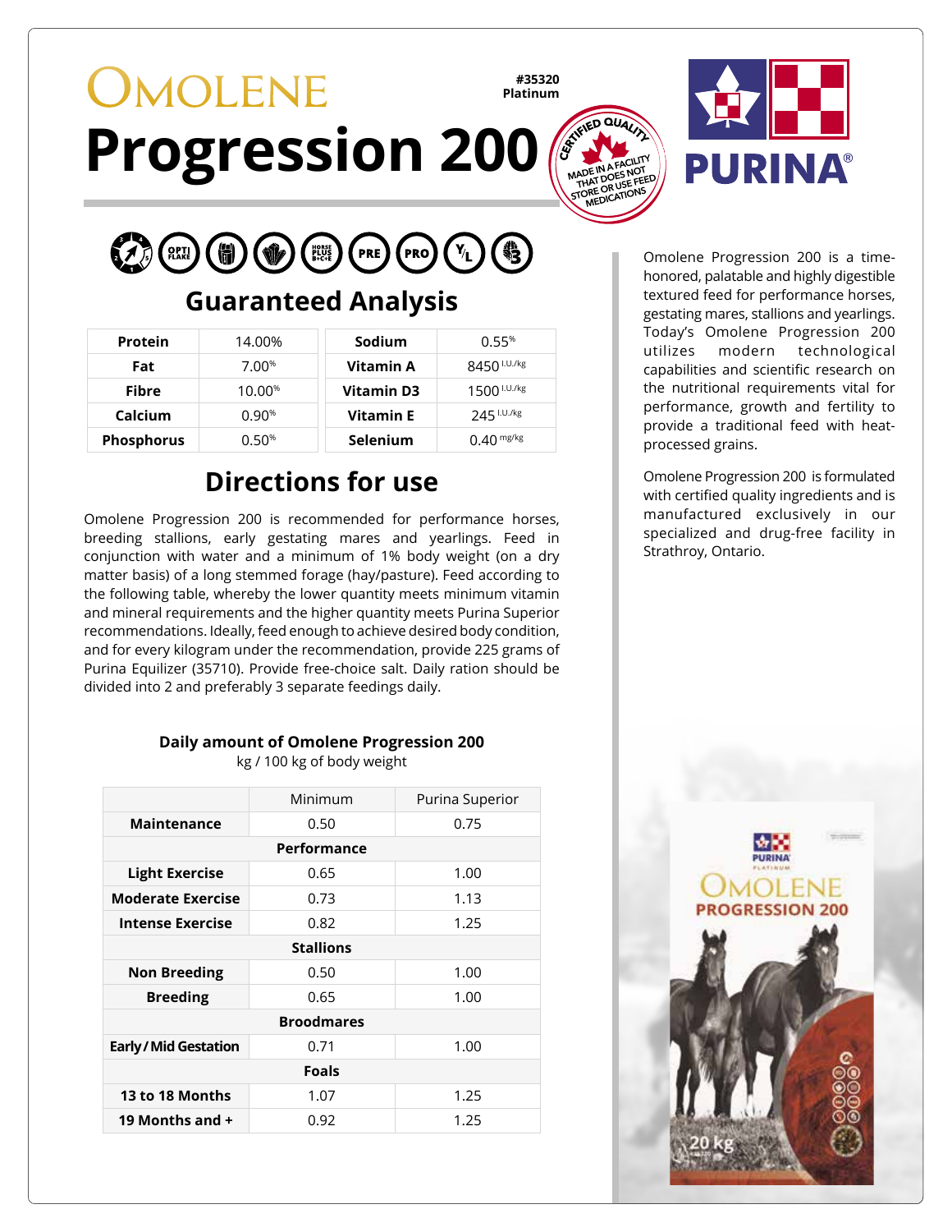# OMOLENE

# Progression 200

**#35320**
**Platinum**

CERTIFIED QUALITY — MADE IN A FACILITY THAT DOES NOT STORE OR USE FEED MEDICATIONS

PURINA®

Omolene Progression 200 is a time-honored, palatable and highly digestible textured feed for performance horses, gestating mares, stallions and yearlings. Today's Omolene Progression 200 utilizes modern technological capabilities and scientific research on the nutritional requirements vital for performance, growth and fertility to provide a traditional feed with heat-processed grains.

Omolene Progression 200 is formulated with certified quality ingredients and is manufactured exclusively in our specialized and drug-free facility in Strathroy, Ontario.

## Guaranteed Analysis

| | |
|---|---|
| **Protein** | 14.00% |
| **Fat** | 7.00% |
| **Fibre** | 10.00% |
| **Calcium** | 0.90% |
| **Phosphorus** | 0.50% |

| | |
|---|---|
| **Sodium** | 0.55% |
| **Vitamin A** | 8450 I.U./kg |
| **Vitamin D3** | 1500 I.U./kg |
| **Vitamin E** | 245 I.U./kg |
| **Selenium** | 0.40 mg/kg |

## Directions for use

Omolene Progression 200 is recommended for performance horses, breeding stallions, early gestating mares and yearlings. Feed in conjunction with water and a minimum of 1% body weight (on a dry matter basis) of a long stemmed forage (hay/pasture). Feed according to the following table, whereby the lower quantity meets minimum vitamin and mineral requirements and the higher quantity meets Purina Superior recommendations. Ideally, feed enough to achieve desired body condition, and for every kilogram under the recommendation, provide 225 grams of Purina Equilizer (35710). Provide free-choice salt. Daily ration should be divided into 2 and preferably 3 separate feedings daily.

**Daily amount of Omolene Progression 200**
kg / 100 kg of body weight

| | Minimum | Purina Superior |
|---|---|---|
| **Maintenance** | 0.50 | 0.75 |
| **Performance** | | |
| **Light Exercise** | 0.65 | 1.00 |
| **Moderate Exercise** | 0.73 | 1.13 |
| **Intense Exercise** | 0.82 | 1.25 |
| **Stallions** | | |
| **Non Breeding** | 0.50 | 1.00 |
| **Breeding** | 0.65 | 1.00 |
| **Broodmares** | | |
| **Early / Mid Gestation** | 0.71 | 1.00 |
| **Foals** | | |
| **13 to 18 Months** | 1.07 | 1.25 |
| **19 Months and +** | 0.92 | 1.25 |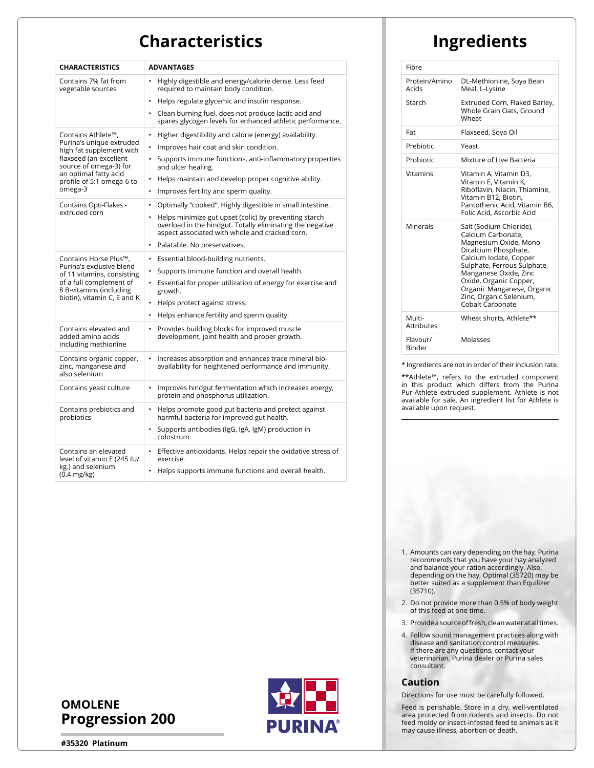# Characteristics

| CHARACTERISTICS | ADVANTAGES |
|---|---|
| Contains 7% fat from vegetable sources | • Highly digestible and energy/calorie dense. Less feed required to maintain body condition.<br>• Helps regulate glycemic and insulin response.<br>• Clean burning fuel, does not produce lactic acid and spares glycogen levels for enhanced athletic performance. |
| Contains Athlete™, Purina's unique extruded high fat supplement with flaxseed (an excellent source of omega-3) for an optimal fatty acid profile of 5:1 omega-6 to omega-3 | • Higher digestibility and calorie (energy) availability.<br>• Improves hair coat and skin condition.<br>• Supports immune functions, anti-inflammatory properties and ulcer healing.<br>• Helps maintain and develop proper cognitive ability.<br>• Improves fertility and sperm quality. |
| Contains Opti-Flakes - extruded corn | • Optimally "cooked". Highly digestible in small intestine.<br>• Helps minimize gut upset (colic) by preventing starch overload in the hindgut. Totally eliminating the negative aspect associated with whole and cracked corn.<br>• Palatable. No preservatives. |
| Contains Horse Plus™, Purina's exclusive blend of 11 vitamins, consisting of a full complement of 8 B-vitamins (including biotin), vitamin C, E and K | • Essential blood-building nutrients.<br>• Supports immune function and overall health.<br>• Essential for proper utilization of energy for exercise and growth.<br>• Helps protect against stress.<br>• Helps enhance fertility and sperm quality. |
| Contains elevated and added amino acids including methionine | • Provides building blocks for improved muscle development, joint health and proper growth. |
| Contains organic copper, zinc, manganese and also selenium | • Increases absorption and enhances trace mineral bio-availability for heightened performance and immunity. |
| Contains yeast culture | • Improves hindgut fermentation which increases energy, protein and phosphorus utilization. |
| Contains prebiotics and probiotics | • Helps promote good gut bacteria and protect against harmful bacteria for improved gut health.<br>• Supports antibodies (IgG, IgA, IgM) production in colostrum. |
| Contains an elevated level of vitamin E (245 IU/ kg.) and selenium (0.4 mg/kg) | • Effective antioxidants. Helps repair the oxidative stress of exercise.<br>• Helps supports immune functions and overall health. |

# Ingredients

| | |
|---|---|
| Fibre | |
| Protein/Amino Acids | DL-Methionine, Soya Bean Meal, L-Lysine |
| Starch | Extruded Corn, Flaked Barley, Whole Grain Oats, Ground Wheat |
| Fat | Flaxseed, Soya Oil |
| Prebiotic | Yeast |
| Probiotic | Mixture of Live Bacteria |
| Vitamins | Vitamin A, Vitamin D3, Vitamin E, Vitamin K, Riboflavin, Niacin, Thiamine, Vitamin B12, Biotin, Pantothenic Acid, Vitamin B6, Folic Acid, Ascorbic Acid |
| Minerals | Salt (Sodium Chloride), Calcium Carbonate, Magnesium Oxide, Mono Dicalcium Phosphate, Calcium Iodate, Copper Sulphate, Ferrous Sulphate, Manganese Oxide, Zinc Oxide, Organic Copper, Organic Manganese, Organic Zinc, Organic Selenium, Cobalt Carbonate |
| Multi-Attributes | Wheat shorts, Athlete** |
| Flavour/ Binder | Molasses |

* Ingredients are not in order of their inclusion rate.

**Athlete™, refers to the extruded component in this product which differs from the Purina Pur-Athlete extruded supplement. Athlete is not available for sale. An ingredient list for Athlete is available upon request.

1. Amounts can vary depending on the hay. Purina recommends that you have your hay analyzed and balance your ration accordingly. Also, depending on the hay, Optimal (35720) may be better suited as a supplement than Equilizer (35710).
2. Do not provide more than 0.5% of body weight of this feed at one time.
3. Provide a source of fresh, clean water at all times.
4. Follow sound management practices along with disease and sanitation control measures. If there are any questions, contact your veterinarian, Purina dealer or Purina sales consultant.

## Caution

Directions for use must be carefully followed.

Feed is perishable. Store in a dry, well-ventilated area protected from rodents and insects. Do not feed moldy or insect-infested feed to animals as it may cause illness, abortion or death.

**OMOLENE**
**Progression 200**

**#35320 Platinum**

PURINA®